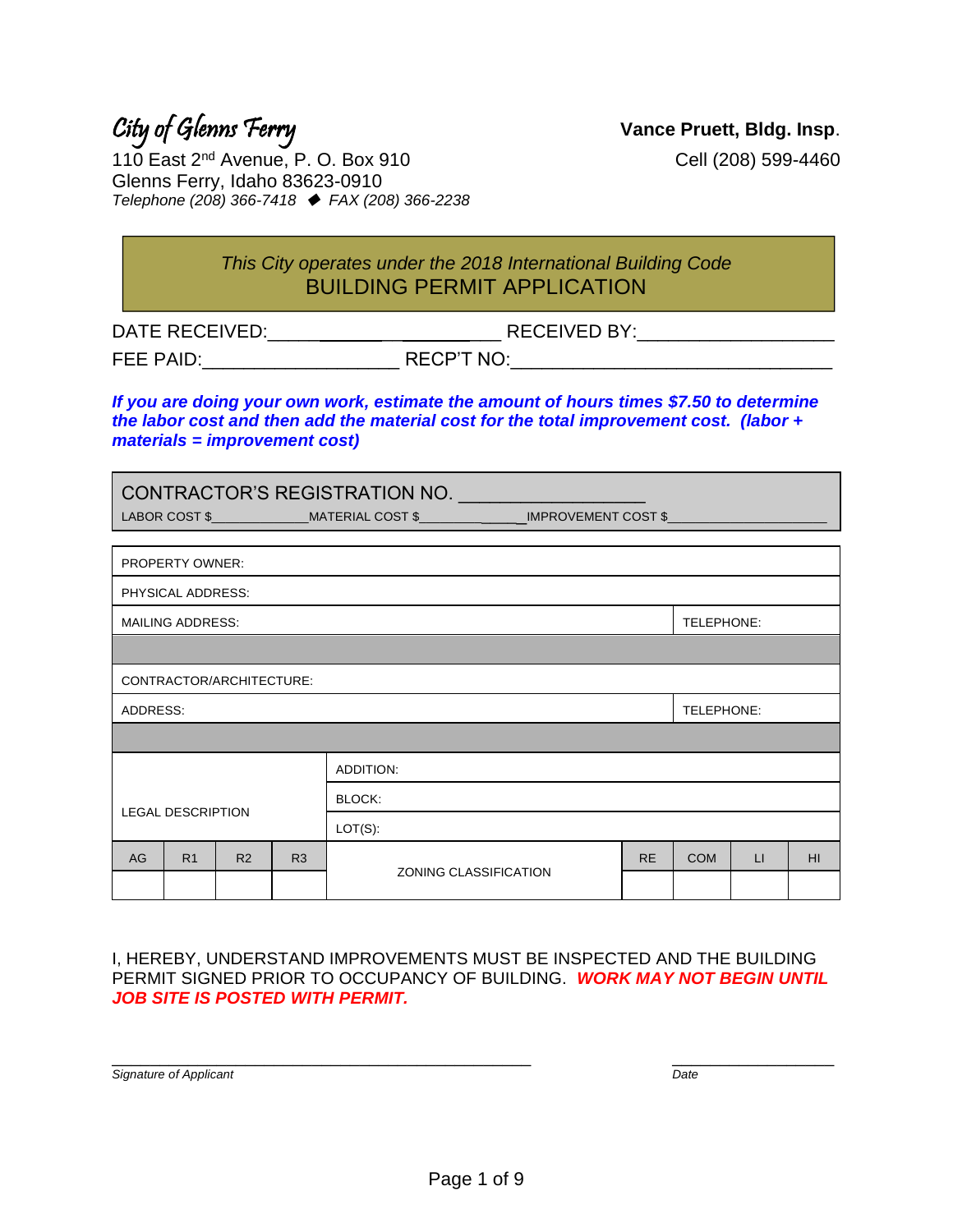# City of Glenns Ferry

110 East 2nd Avenue, P. O. Box 910
Glenns Ferry, Idaho 83623-0910
*Telephone (208) 366-7418 ◆ FAX (208) 366-2238*

**Vance Pruett, Bldg. Insp.**
Cell (208) 599-4460

*This City operates under the 2018 International Building Code*

## BUILDING PERMIT APPLICATION

DATE RECEIVED:____________________ RECEIVED BY:__________________

FEE PAID:__________________ RECP'T NO:______________________________

***If you are doing your own work, estimate the amount of hours times $7.50 to determine the labor cost and then add the material cost for the total improvement cost. (labor + materials = improvement cost)***

CONTRACTOR'S REGISTRATION NO. _________________

LABOR COST $_____________ MATERIAL COST $______________ IMPROVEMENT COST $____________________

| | | | | | | | | |
|---|---|---|---|---|---|---|---|---|
| PROPERTY OWNER: | | | | | | | | |
| PHYSICAL ADDRESS: | | | | | | | | |
| MAILING ADDRESS: | | | | | | TELEPHONE: | | |
| | | | | | | | | |
| CONTRACTOR/ARCHITECTURE: | | | | | | | | |
| ADDRESS: | | | | | | TELEPHONE: | | |
| | | | | | | | | |
| LEGAL DESCRIPTION | | | | ADDITION: | | | | |
| | | | | BLOCK: | | | | |
| | | | | LOT(S): | | | | |
| AG | R1 | R2 | R3 | ZONING CLASSIFICATION | RE | COM | LI | HI |
| | | | | | | | | |

I, HEREBY, UNDERSTAND IMPROVEMENTS MUST BE INSPECTED AND THE BUILDING PERMIT SIGNED PRIOR TO OCCUPANCY OF BUILDING. ***WORK MAY NOT BEGIN UNTIL JOB SITE IS POSTED WITH PERMIT.***

_____________________________________________ ____________________

*Signature of Applicant* *Date*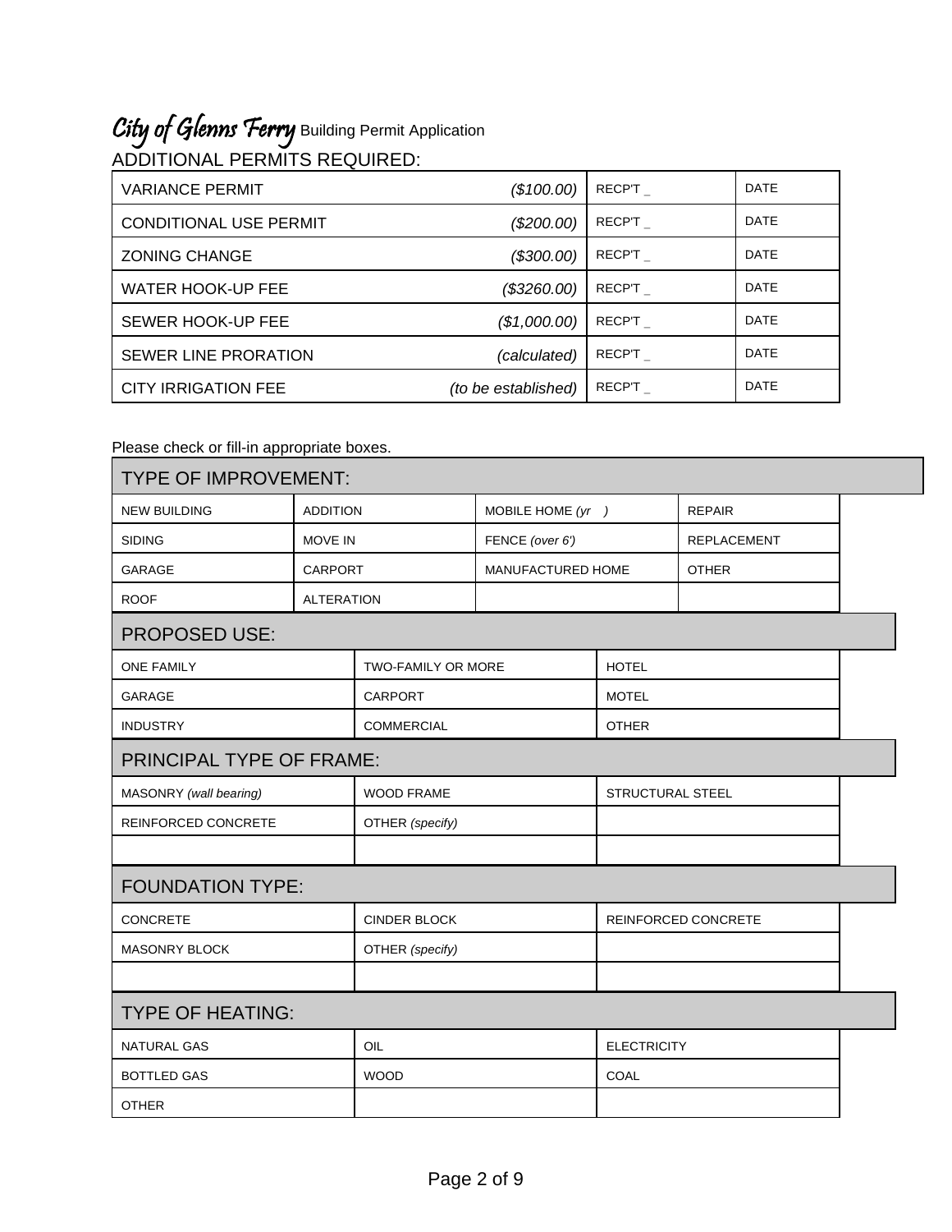# City of Glenns Ferry Building Permit Application

## ADDITIONAL PERMITS REQUIRED:

| | | | |
|---|---|---|---|
| VARIANCE PERMIT | *($100.00)* | RECP'T _ | DATE |
| CONDITIONAL USE PERMIT | *($200.00)* | RECP'T _ | DATE |
| ZONING CHANGE | *($300.00)* | RECP'T _ | DATE |
| WATER HOOK-UP FEE | *($3260.00)* | RECP'T _ | DATE |
| SEWER HOOK-UP FEE | *($1,000.00)* | RECP'T _ | DATE |
| SEWER LINE PRORATION | *(calculated)* | RECP'T _ | DATE |
| CITY IRRIGATION FEE | *(to be established)* | RECP'T _ | DATE |

Please check or fill-in appropriate boxes.

| TYPE OF IMPROVEMENT: | | | |
|---|---|---|---|
| NEW BUILDING | ADDITION | MOBILE HOME *(yr )* | REPAIR |
| SIDING | MOVE IN | FENCE *(over 6')* | REPLACEMENT |
| GARAGE | CARPORT | MANUFACTURED HOME | OTHER |
| ROOF | ALTERATION | | |

| PROPOSED USE: | | |
|---|---|---|
| ONE FAMILY | TWO-FAMILY OR MORE | HOTEL |
| GARAGE | CARPORT | MOTEL |
| INDUSTRY | COMMERCIAL | OTHER |

| PRINCIPAL TYPE OF FRAME: | | |
|---|---|---|
| MASONRY *(wall bearing)* | WOOD FRAME | STRUCTURAL STEEL |
| REINFORCED CONCRETE | OTHER *(specify)* | |
| | | |

| FOUNDATION TYPE: | | |
|---|---|---|
| CONCRETE | CINDER BLOCK | REINFORCED CONCRETE |
| MASONRY BLOCK | OTHER *(specify)* | |
| | | |

| TYPE OF HEATING: | | |
|---|---|---|
| NATURAL GAS | OIL | ELECTRICITY |
| BOTTLED GAS | WOOD | COAL |
| OTHER | | |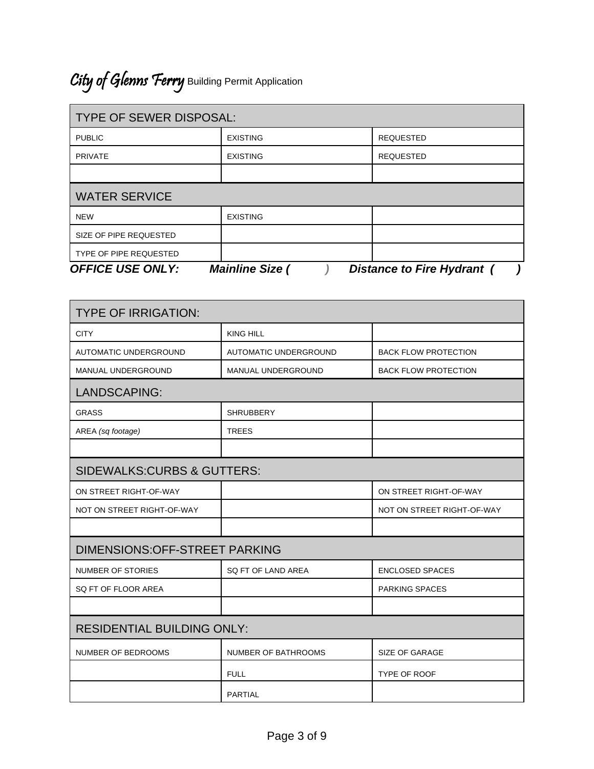City of Glenns Ferry Building Permit Application

| TYPE OF SEWER DISPOSAL: | | |
|---|---|---|
| PUBLIC | EXISTING | REQUESTED |
| PRIVATE | EXISTING | REQUESTED |
| | | |

| WATER SERVICE | | |
|---|---|---|
| NEW | EXISTING | |
| SIZE OF PIPE REQUESTED | | |
| TYPE OF PIPE REQUESTED | | |

***OFFICE USE ONLY:*** ***Mainline Size (   )*** ***Distance to Fire Hydrant (   )***

| TYPE OF IRRIGATION: | | |
|---|---|---|
| CITY | KING HILL | |
| AUTOMATIC UNDERGROUND | AUTOMATIC UNDERGROUND | BACK FLOW PROTECTION |
| MANUAL UNDERGROUND | MANUAL UNDERGROUND | BACK FLOW PROTECTION |

| LANDSCAPING: | | |
|---|---|---|
| GRASS | SHRUBBERY | |
| AREA *(sq footage)* | TREES | |
| | | |

| SIDEWALKS:CURBS & GUTTERS: | | |
|---|---|---|
| ON STREET RIGHT-OF-WAY | | ON STREET RIGHT-OF-WAY |
| NOT ON STREET RIGHT-OF-WAY | | NOT ON STREET RIGHT-OF-WAY |
| | | |

| DIMENSIONS:OFF-STREET PARKING | | |
|---|---|---|
| NUMBER OF STORIES | SQ FT OF LAND AREA | ENCLOSED SPACES |
| SQ FT OF FLOOR AREA | | PARKING SPACES |
| | | |

| RESIDENTIAL BUILDING ONLY: | | |
|---|---|---|
| NUMBER OF BEDROOMS | NUMBER OF BATHROOMS | SIZE OF GARAGE |
| | FULL | TYPE OF ROOF |
| | PARTIAL | |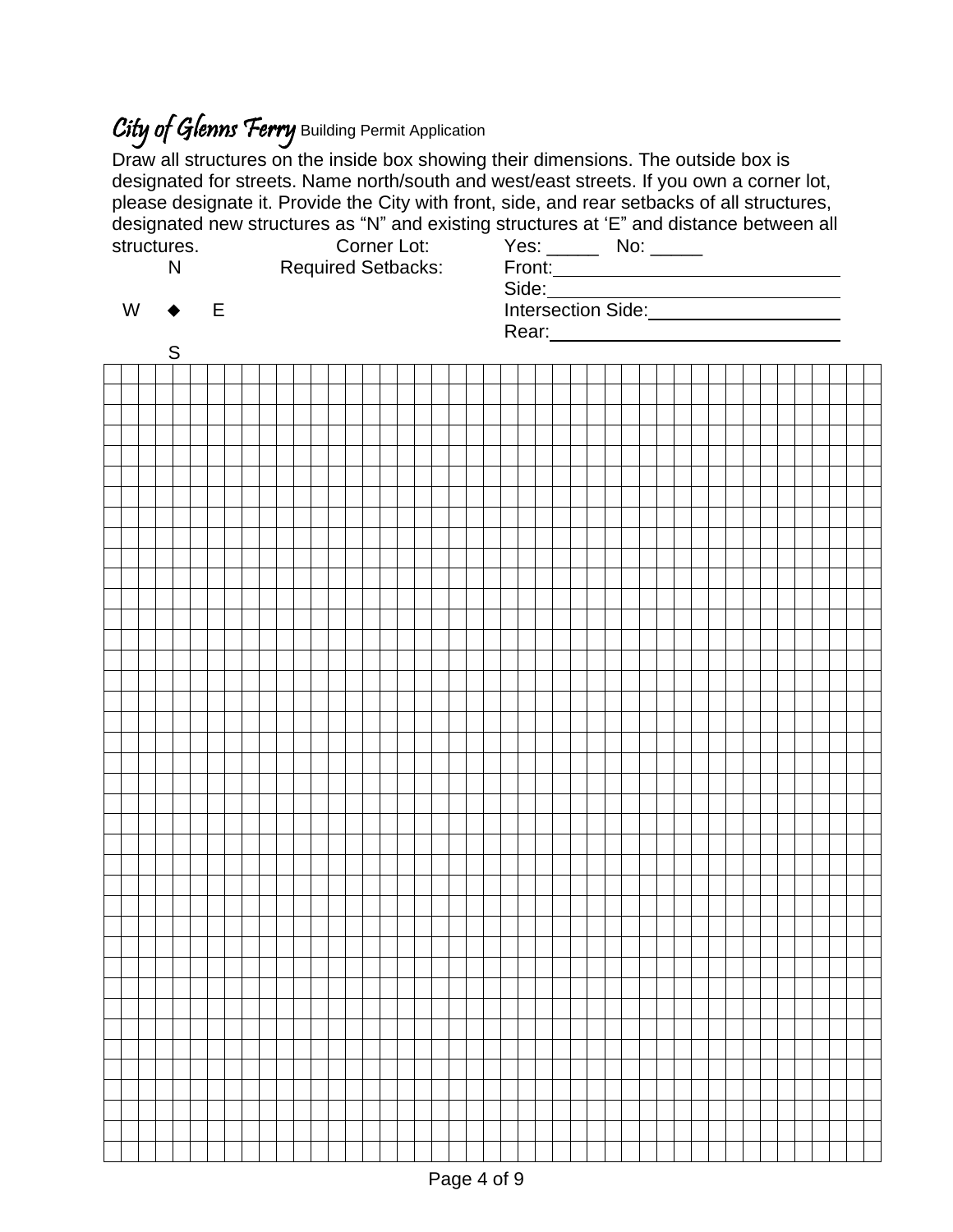# *City of Glenns Ferry* Building Permit Application

Draw all structures on the inside box showing their dimensions. The outside box is designated for streets. Name north/south and west/east streets. If you own a corner lot, please designate it. Provide the City with front, side, and rear setbacks of all structures, designated new structures as "N" and existing structures at 'E' and distance between all structures.

Corner Lot: Yes: _____ No: _____

Required Setbacks:

Front: ______________________________

Side: ______________________________

Intersection Side: ___________________

Rear: ______________________________

N

W ◆ E

S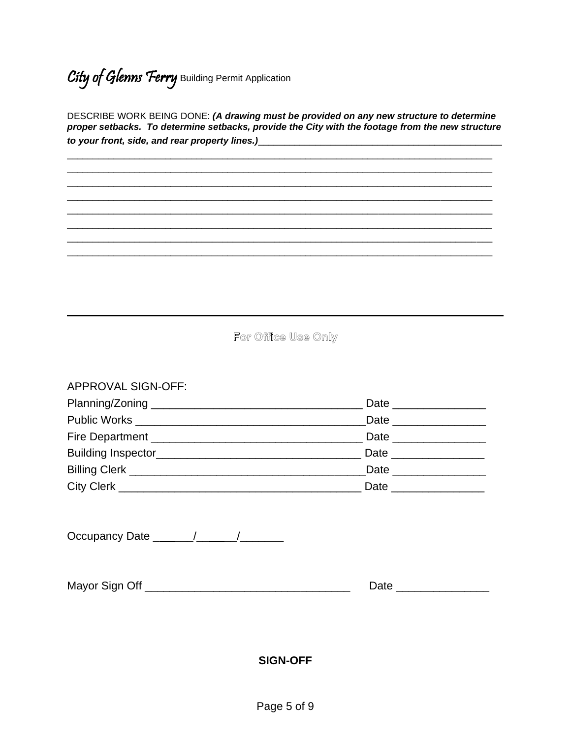**City of Glenns Ferry** Building Permit Application

DESCRIBE WORK BEING DONE: ***(A drawing must be provided on any new structure to determine proper setbacks. To determine setbacks, provide the City with the footage from the new structure to your front, side, and rear property lines.)***_______________________________________________

_______________________________________________________________________________

_______________________________________________________________________________

_______________________________________________________________________________

_______________________________________________________________________________

_______________________________________________________________________________

_______________________________________________________________________________

_______________________________________________________________________________

_______________________________________________________________________________

---

**For Office Use Only**

APPROVAL SIGN-OFF:

Planning/Zoning __________________________________ Date _______________

Public Works ____________________________________Date _______________

Fire Department __________________________________ Date _______________

Building Inspector_________________________________ Date _______________

Billing Clerk _____________________________________Date _______________

City Clerk _______________________________________ Date _______________

Occupancy Date ______/______/_______

Mayor Sign Off _________________________________ Date _______________

**SIGN-OFF**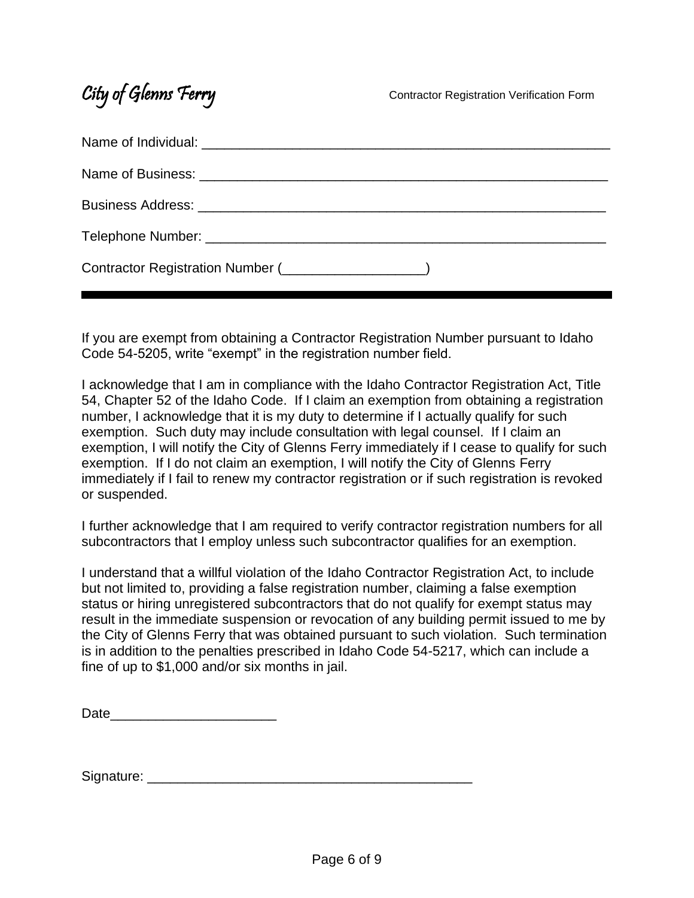**City of Glenns Ferry** Contractor Registration Verification Form

Name of Individual: ______________________________________________________

Name of Business: _______________________________________________________

Business Address: _______________________________________________________

Telephone Number: _______________________________________________________

Contractor Registration Number (__________________)

---

If you are exempt from obtaining a Contractor Registration Number pursuant to Idaho Code 54-5205, write "exempt" in the registration number field.

I acknowledge that I am in compliance with the Idaho Contractor Registration Act, Title 54, Chapter 52 of the Idaho Code. If I claim an exemption from obtaining a registration number, I acknowledge that it is my duty to determine if I actually qualify for such exemption. Such duty may include consultation with legal counsel. If I claim an exemption, I will notify the City of Glenns Ferry immediately if I cease to qualify for such exemption. If I do not claim an exemption, I will notify the City of Glenns Ferry immediately if I fail to renew my contractor registration or if such registration is revoked or suspended.

I further acknowledge that I am required to verify contractor registration numbers for all subcontractors that I employ unless such subcontractor qualifies for an exemption.

I understand that a willful violation of the Idaho Contractor Registration Act, to include but not limited to, providing a false registration number, claiming a false exemption status or hiring unregistered subcontractors that do not qualify for exempt status may result in the immediate suspension or revocation of any building permit issued to me by the City of Glenns Ferry that was obtained pursuant to such violation. Such termination is in addition to the penalties prescribed in Idaho Code 54-5217, which can include a fine of up to $1,000 and/or six months in jail.

Date______________________

Signature: ____________________________________________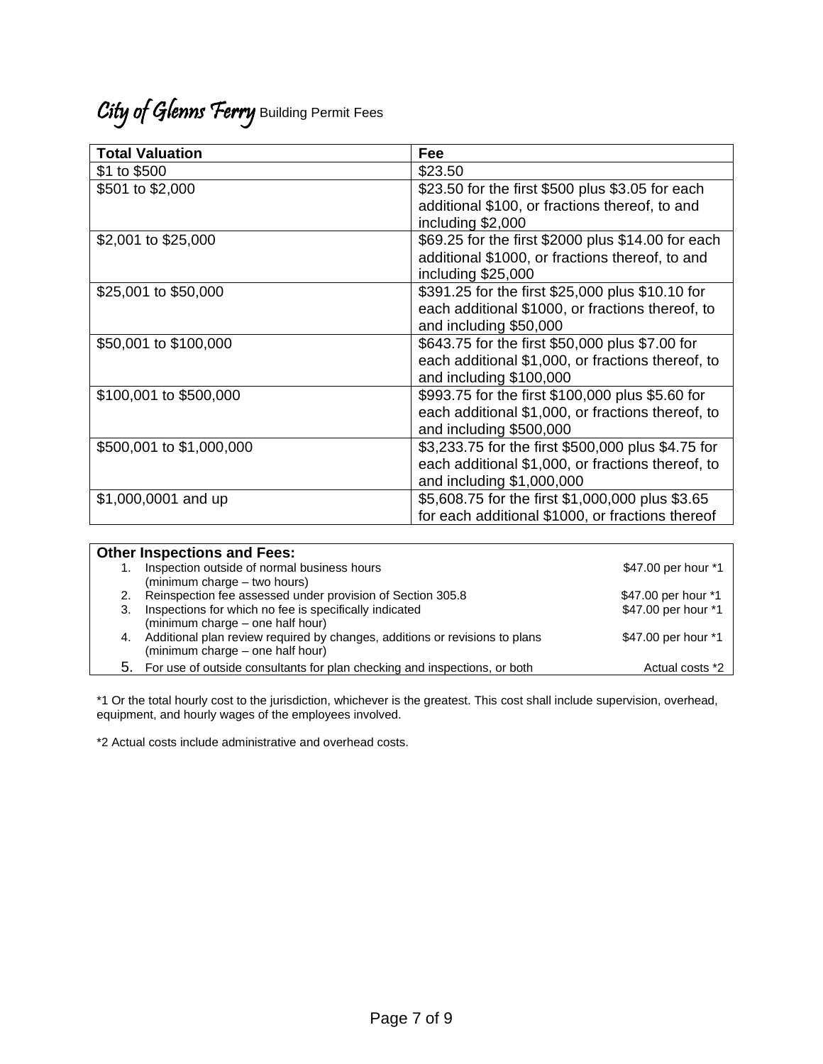# City of Glenns Ferry Building Permit Fees

| Total Valuation | Fee |
|---|---|
| $1 to $500 | $23.50 |
| $501 to $2,000 | $23.50 for the first $500 plus $3.05 for each additional $100, or fractions thereof, to and including $2,000 |
| $2,001 to $25,000 | $69.25 for the first $2000 plus $14.00 for each additional $1000, or fractions thereof, to and including $25,000 |
| $25,001 to $50,000 | $391.25 for the first $25,000 plus $10.10 for each additional $1000, or fractions thereof, to and including $50,000 |
| $50,001 to $100,000 | $643.75 for the first $50,000 plus $7.00 for each additional $1,000, or fractions thereof, to and including $100,000 |
| $100,001 to $500,000 | $993.75 for the first $100,000 plus $5.60 for each additional $1,000, or fractions thereof, to and including $500,000 |
| $500,001 to $1,000,000 | $3,233.75 for the first $500,000 plus $4.75 for each additional $1,000, or fractions thereof, to and including $1,000,000 |
| $1,000,0001 and up | $5,608.75 for the first $1,000,000 plus $3.65 for each additional $1000, or fractions thereof |

**Other Inspections and Fees:**

| | | |
|---|---|---|
| 1. | Inspection outside of normal business hours (minimum charge – two hours) | $47.00 per hour *1 |
| 2. | Reinspection fee assessed under provision of Section 305.8 | $47.00 per hour *1 |
| 3. | Inspections for which no fee is specifically indicated (minimum charge – one half hour) | $47.00 per hour *1 |
| 4. | Additional plan review required by changes, additions or revisions to plans (minimum charge – one half hour) | $47.00 per hour *1 |
| 5. | For use of outside consultants for plan checking and inspections, or both | Actual costs *2 |

*1 Or the total hourly cost to the jurisdiction, whichever is the greatest. This cost shall include supervision, overhead, equipment, and hourly wages of the employees involved.

*2 Actual costs include administrative and overhead costs.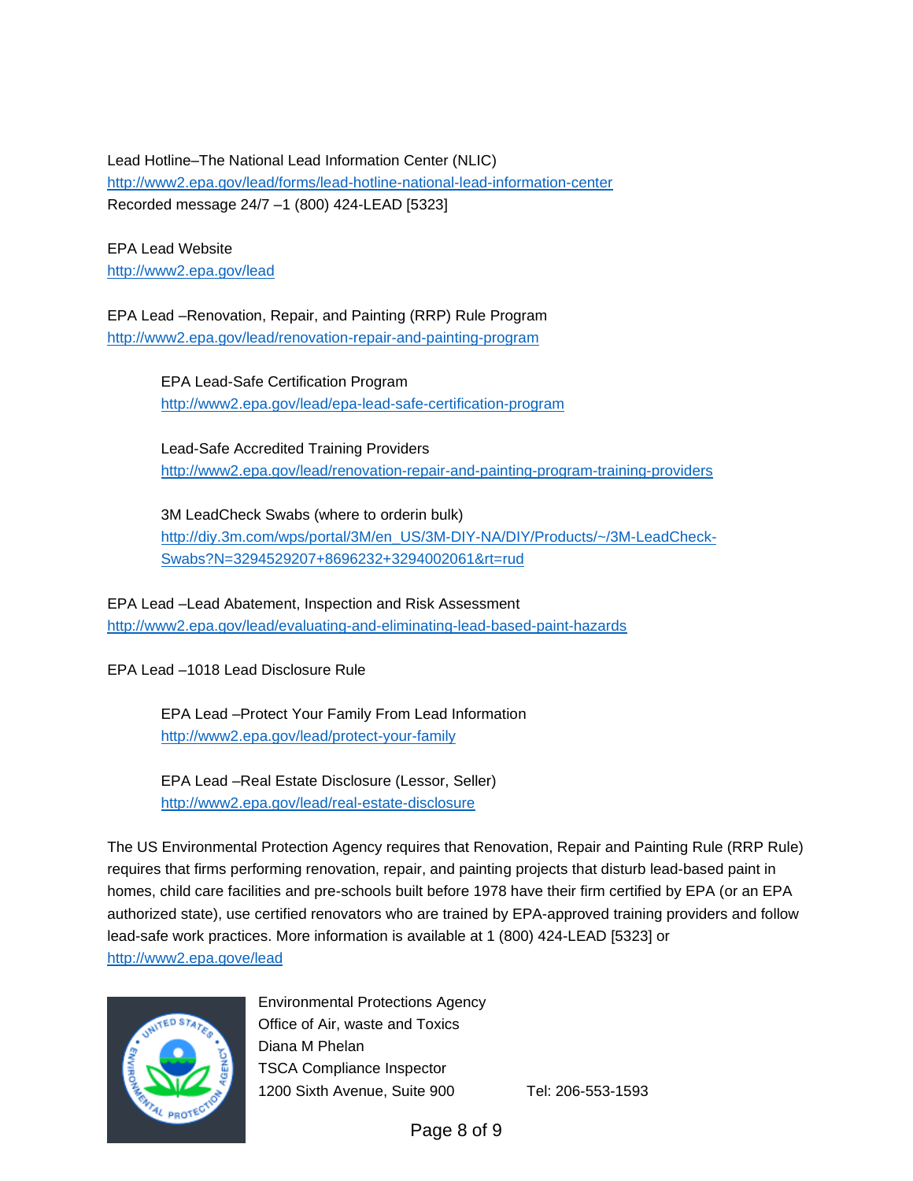Lead Hotline–The National Lead Information Center (NLIC)
http://www2.epa.gov/lead/forms/lead-hotline-national-lead-information-center
Recorded message 24/7 –1 (800) 424-LEAD [5323]

EPA Lead Website
http://www2.epa.gov/lead

EPA Lead –Renovation, Repair, and Painting (RRP) Rule Program
http://www2.epa.gov/lead/renovation-repair-and-painting-program

> EPA Lead-Safe Certification Program
> http://www2.epa.gov/lead/epa-lead-safe-certification-program
>
> Lead-Safe Accredited Training Providers
> http://www2.epa.gov/lead/renovation-repair-and-painting-program-training-providers
>
> 3M LeadCheck Swabs (where to orderin bulk)
> http://diy.3m.com/wps/portal/3M/en_US/3M-DIY-NA/DIY/Products/~/3M-LeadCheck-Swabs?N=3294529207+8696232+3294002061&rt=rud

EPA Lead –Lead Abatement, Inspection and Risk Assessment
http://www2.epa.gov/lead/evaluating-and-eliminating-lead-based-paint-hazards

EPA Lead –1018 Lead Disclosure Rule

> EPA Lead –Protect Your Family From Lead Information
> http://www2.epa.gov/lead/protect-your-family
>
> EPA Lead –Real Estate Disclosure (Lessor, Seller)
> http://www2.epa.gov/lead/real-estate-disclosure

The US Environmental Protection Agency requires that Renovation, Repair and Painting Rule (RRP Rule) requires that firms performing renovation, repair, and painting projects that disturb lead-based paint in homes, child care facilities and pre-schools built before 1978 have their firm certified by EPA (or an EPA authorized state), use certified renovators who are trained by EPA-approved training providers and follow lead-safe work practices. More information is available at 1 (800) 424-LEAD [5323] or http://www2.epa.gove/lead

Environmental Protections Agency
Office of Air, waste and Toxics
Diana M Phelan
TSCA Compliance Inspector
1200 Sixth Avenue, Suite 900 Tel: 206-553-1593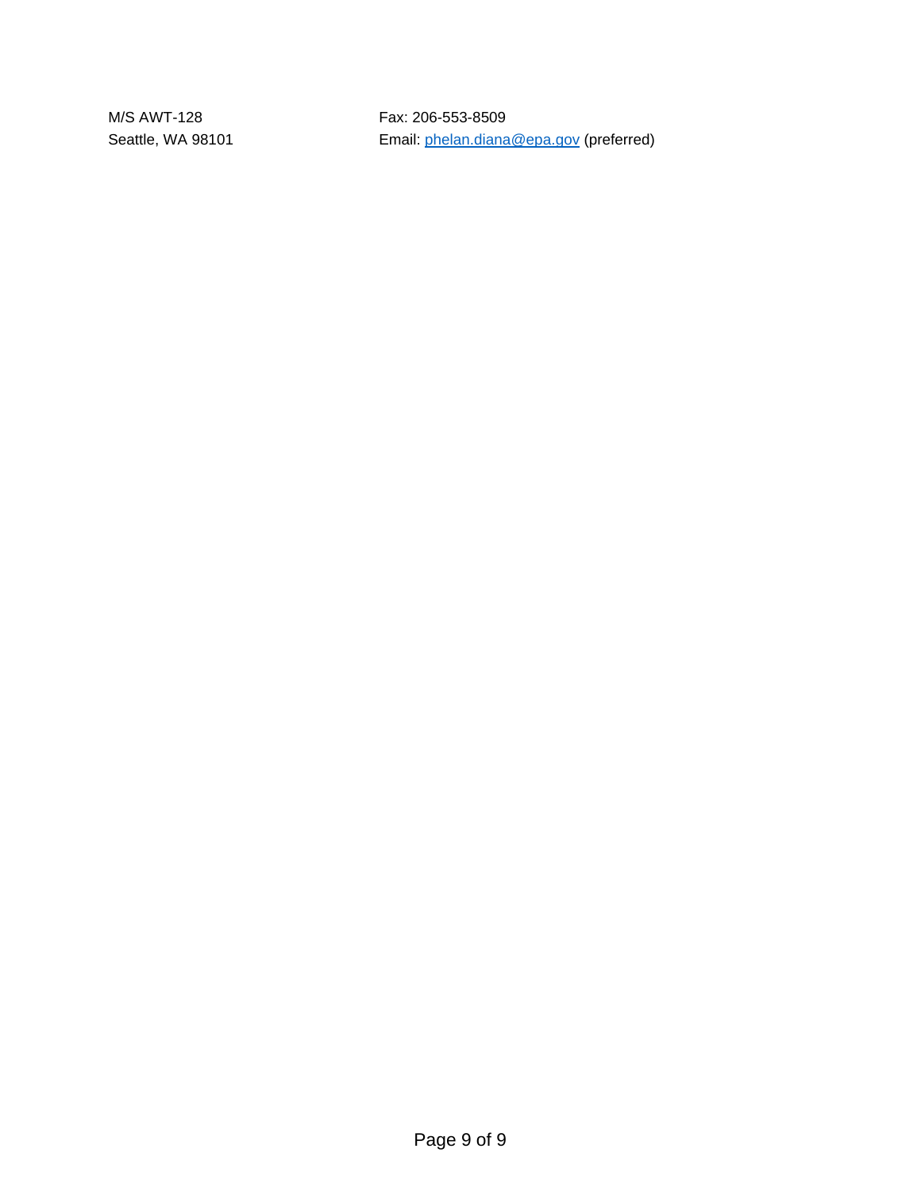| | |
|---|---|
| M/S AWT-128 | Fax: 206-553-8509 |
| Seattle, WA 98101 | Email: phelan.diana@epa.gov (preferred) |